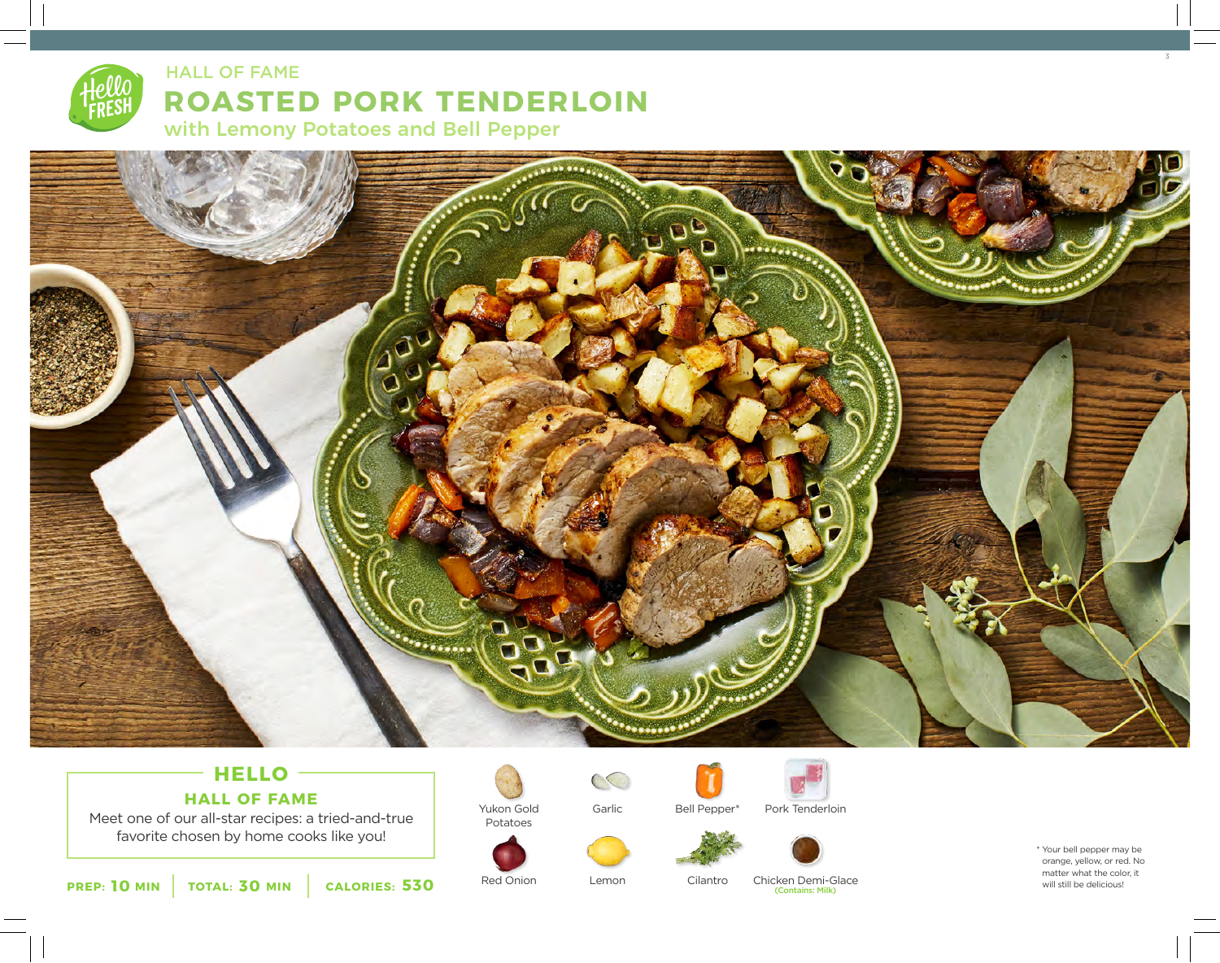HALL OF FAME

# ROASTED PORK TENDERLOIN

## with Lemony Potatoes and Bell Pepper

## HELLO

### HALL OF FAME

Meet one of our all-star recipes: a tried-and-true favorite chosen by home cooks like you!

**PREP: 10 MIN** | **TOTAL: 30 MIN** | **CALORIES: 530**

- Yukon Gold Potatoes
- Garlic
- Bell Pepper*
- Pork Tenderloin
- Red Onion
- Lemon
- Cilantro
- Chicken Demi-Glace (Contains: Milk)

* Your bell pepper may be orange, yellow, or red. No matter what the color, it will still be delicious!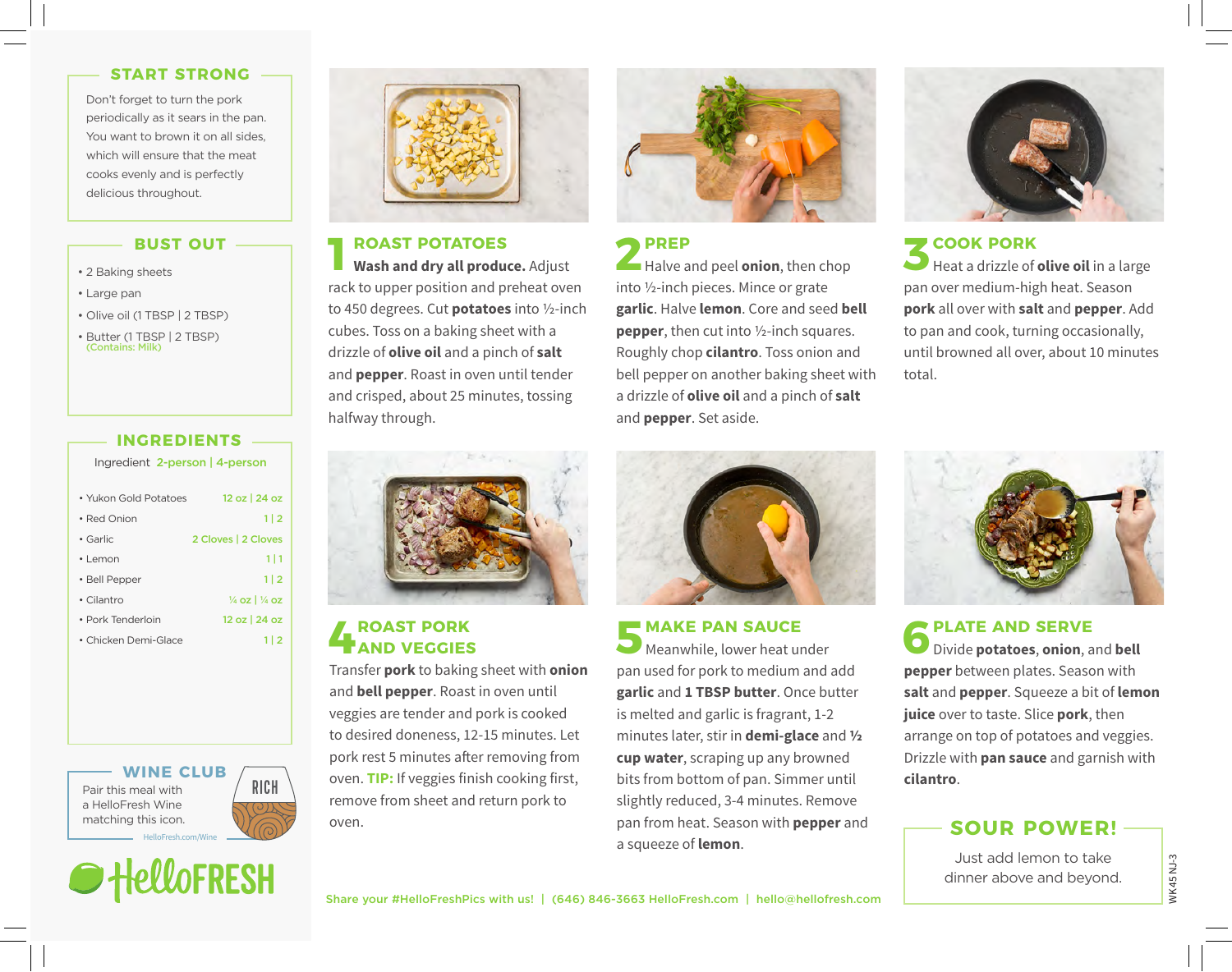## START STRONG

Don't forget to turn the pork periodically as it sears in the pan. You want to brown it on all sides, which will ensure that the meat cooks evenly and is perfectly delicious throughout.

## BUST OUT

- 2 Baking sheets
- Large pan
- Olive oil (1 TBSP | 2 TBSP)
- Butter (1 TBSP | 2 TBSP) (Contains: Milk)

## INGREDIENTS

| Ingredient | 2-person \| 4-person |
|---|---|
| Yukon Gold Potatoes | 12 oz \| 24 oz |
| Red Onion | 1 \| 2 |
| Garlic | 2 Cloves \| 2 Cloves |
| Lemon | 1 \| 1 |
| Bell Pepper | 1 \| 2 |
| Cilantro | ¼ oz \| ¼ oz |
| Pork Tenderloin | 12 oz \| 24 oz |
| Chicken Demi-Glace | 1 \| 2 |

## WINE CLUB

Pair this meal with a HelloFresh Wine matching this icon.

RICH

HelloFresh.com/Wine

HelloFRESH

## 1 ROAST POTATOES

**Wash and dry all produce.** Adjust rack to upper position and preheat oven to 450 degrees. Cut **potatoes** into ½-inch cubes. Toss on a baking sheet with a drizzle of **olive oil** and a pinch of **salt** and **pepper**. Roast in oven until tender and crisped, about 25 minutes, tossing halfway through.

## 2 PREP

Halve and peel **onion**, then chop into ½-inch pieces. Mince or grate **garlic**. Halve **lemon**. Core and seed **bell pepper**, then cut into ½-inch squares. Roughly chop **cilantro**. Toss onion and bell pepper on another baking sheet with a drizzle of **olive oil** and a pinch of **salt** and **pepper**. Set aside.

## 3 COOK PORK

Heat a drizzle of **olive oil** in a large pan over medium-high heat. Season **pork** all over with **salt** and **pepper**. Add to pan and cook, turning occasionally, until browned all over, about 10 minutes total.

## 4 ROAST PORK AND VEGGIES

Transfer **pork** to baking sheet with **onion** and **bell pepper**. Roast in oven until veggies are tender and pork is cooked to desired doneness, 12-15 minutes. Let pork rest 5 minutes after removing from oven. **TIP:** If veggies finish cooking first, remove from sheet and return pork to oven.

## 5 MAKE PAN SAUCE

Meanwhile, lower heat under pan used for pork to medium and add **garlic** and **1 TBSP butter**. Once butter is melted and garlic is fragrant, 1-2 minutes later, stir in **demi-glace** and **½ cup water**, scraping up any browned bits from bottom of pan. Simmer until slightly reduced, 3-4 minutes. Remove pan from heat. Season with **pepper** and a squeeze of **lemon**.

## 6 PLATE AND SERVE

Divide **potatoes**, **onion**, and **bell pepper** between plates. Season with **salt** and **pepper**. Squeeze a bit of **lemon juice** over to taste. Slice **pork**, then arrange on top of potatoes and veggies. Drizzle with **pan sauce** and garnish with **cilantro**.

## SOUR POWER!

Just add lemon to take dinner above and beyond.

Share your #HelloFreshPics with us! | (646) 846-3663 HelloFresh.com | hello@hellofresh.com

WK45 NJ-3